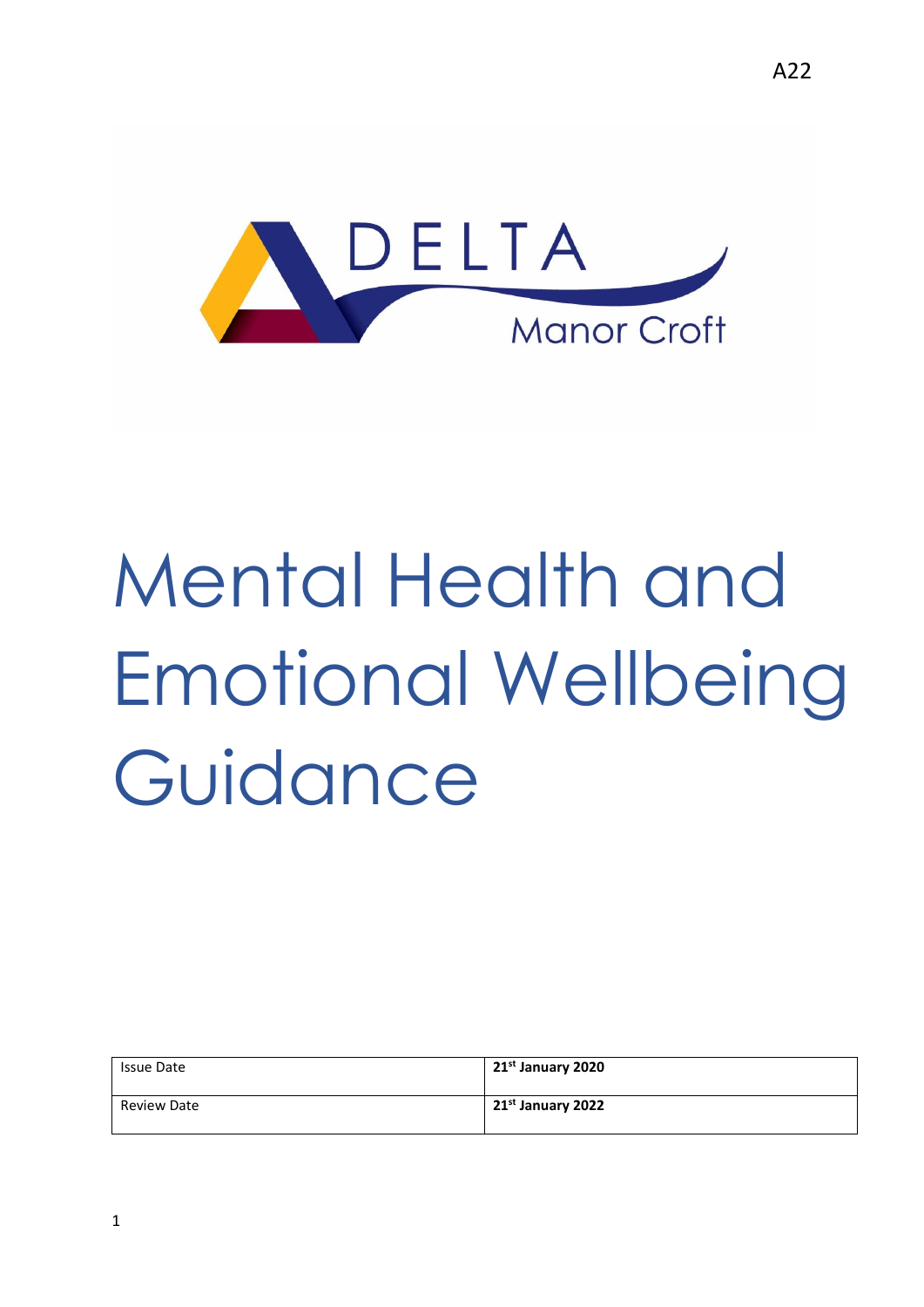A22

DELTA

Manor Croft

# Mental Health and Emotional Wellbeing Guidance

| Issue Date | **21st January 2020** |
| --- | --- |
| Review Date | **21st January 2022** |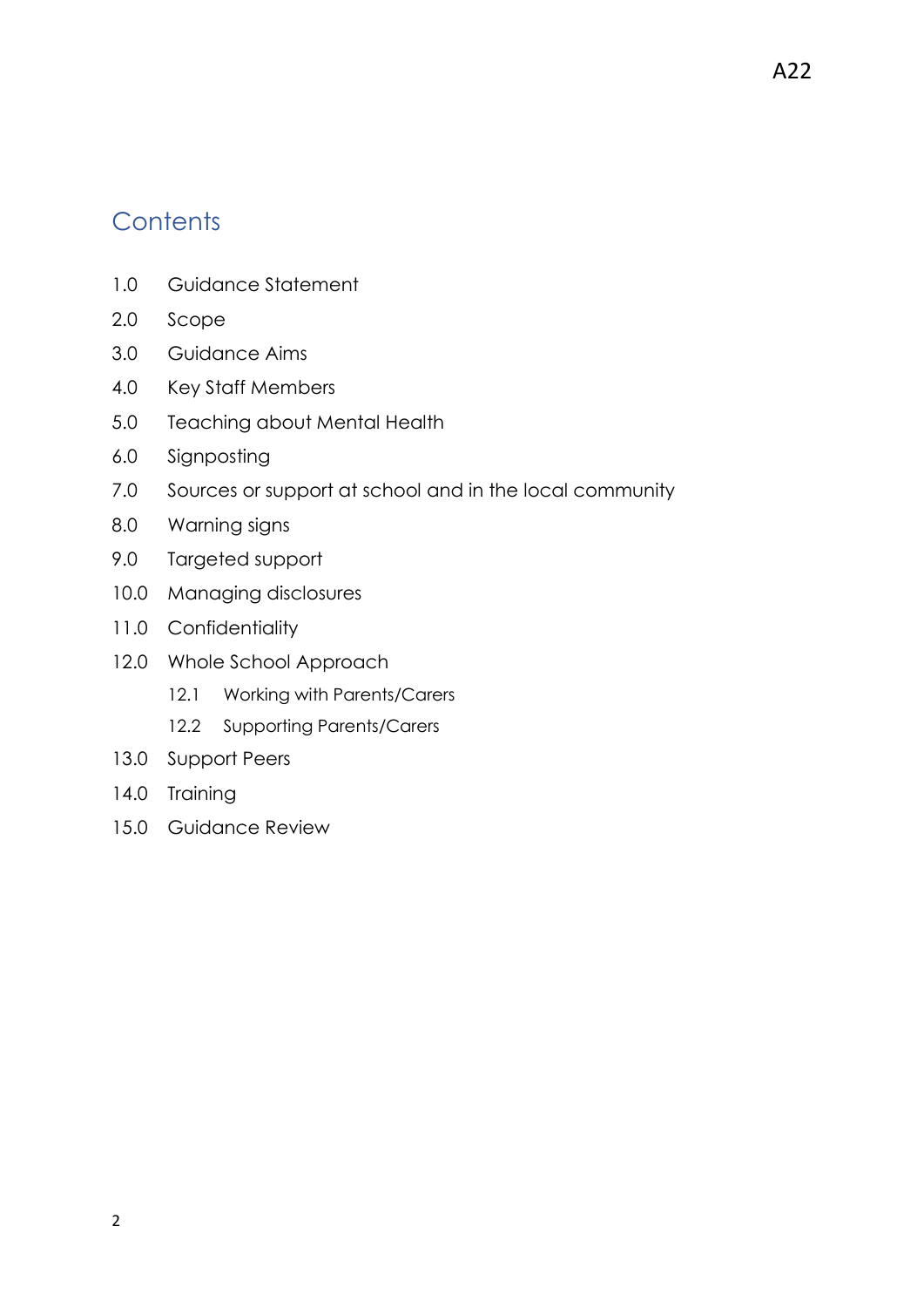A22

# Contents

1.0 Guidance Statement

2.0 Scope

3.0 Guidance Aims

4.0 Key Staff Members

5.0 Teaching about Mental Health

6.0 Signposting

7.0 Sources or support at school and in the local community

8.0 Warning signs

9.0 Targeted support

10.0 Managing disclosures

11.0 Confidentiality

12.0 Whole School Approach

- 12.1 Working with Parents/Carers
- 12.2 Supporting Parents/Carers

13.0 Support Peers

14.0 Training

15.0 Guidance Review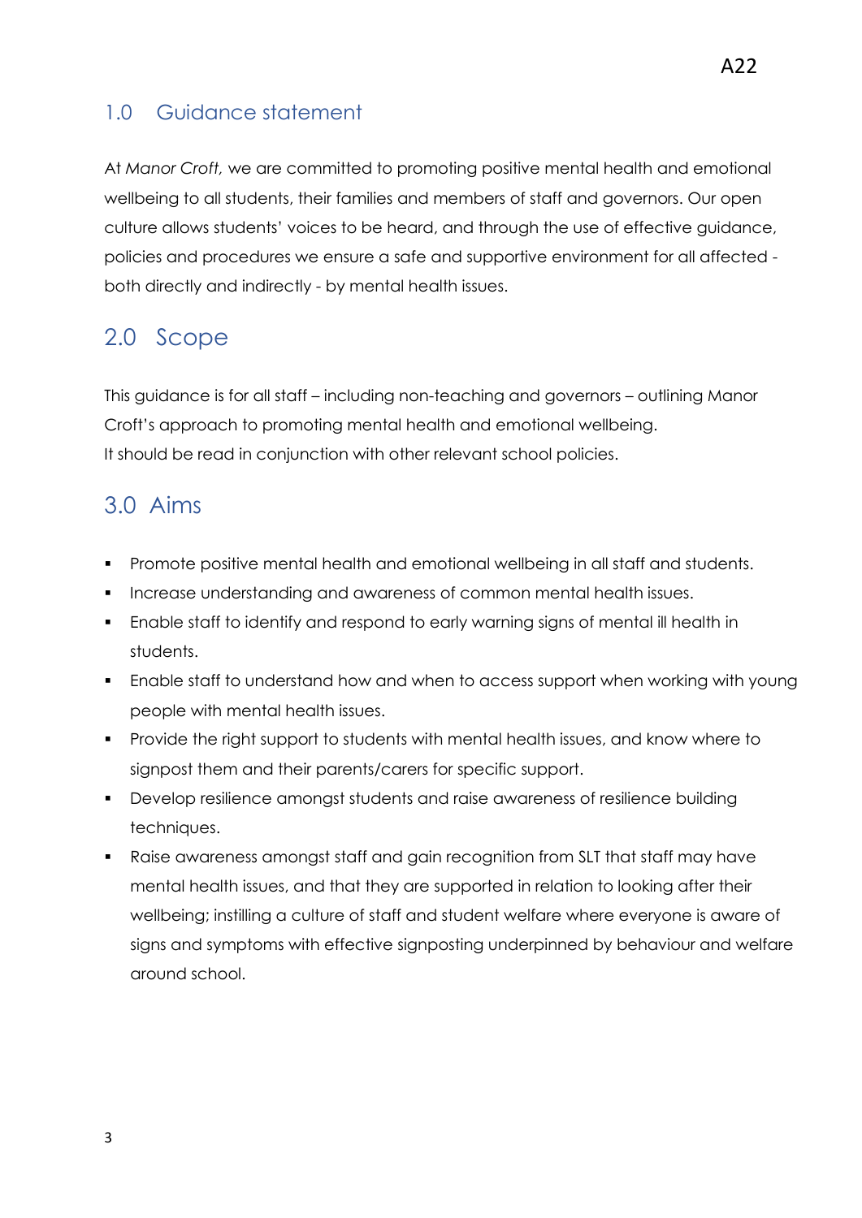## 1.0 Guidance statement

At *Manor Croft,* we are committed to promoting positive mental health and emotional wellbeing to all students, their families and members of staff and governors. Our open culture allows students' voices to be heard, and through the use of effective guidance, policies and procedures we ensure a safe and supportive environment for all affected - both directly and indirectly - by mental health issues.

## 2.0 Scope

This guidance is for all staff – including non-teaching and governors – outlining Manor Croft's approach to promoting mental health and emotional wellbeing.
It should be read in conjunction with other relevant school policies.

## 3.0 Aims

- Promote positive mental health and emotional wellbeing in all staff and students.
- Increase understanding and awareness of common mental health issues.
- Enable staff to identify and respond to early warning signs of mental ill health in students.
- Enable staff to understand how and when to access support when working with young people with mental health issues.
- Provide the right support to students with mental health issues, and know where to signpost them and their parents/carers for specific support.
- Develop resilience amongst students and raise awareness of resilience building techniques.
- Raise awareness amongst staff and gain recognition from SLT that staff may have mental health issues, and that they are supported in relation to looking after their wellbeing; instilling a culture of staff and student welfare where everyone is aware of signs and symptoms with effective signposting underpinned by behaviour and welfare around school.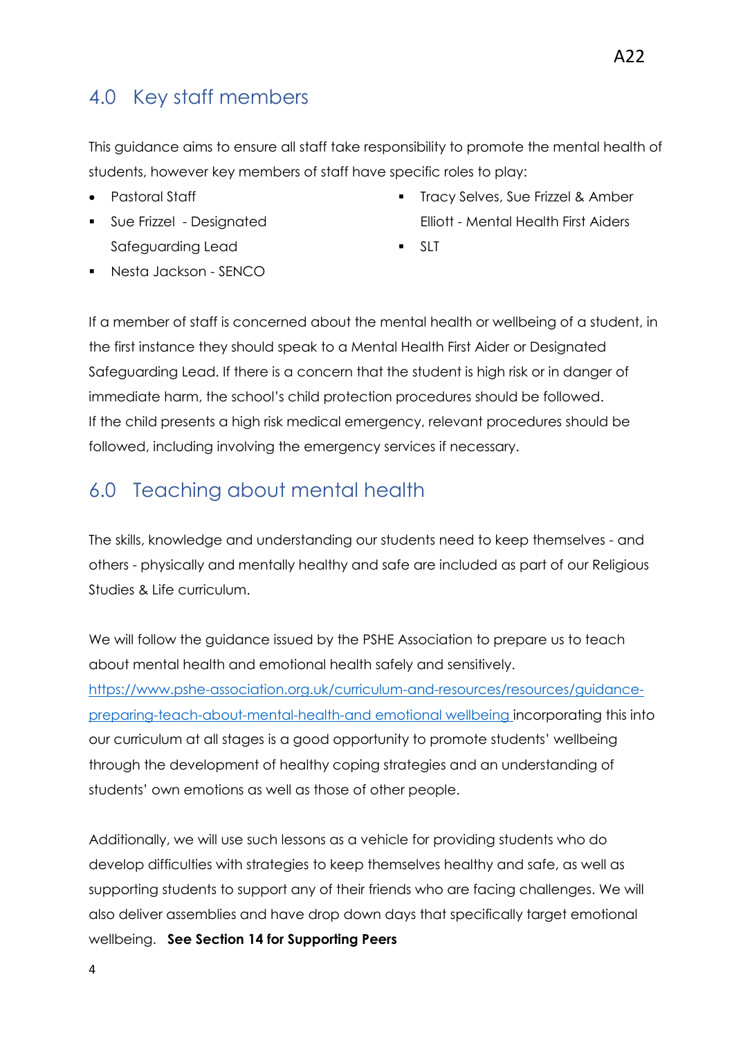## 4.0 Key staff members

This guidance aims to ensure all staff take responsibility to promote the mental health of students, however key members of staff have specific roles to play:

- Pastoral Staff
- Sue Frizzel - Designated Safeguarding Lead
- Nesta Jackson - SENCO
- Tracy Selves, Sue Frizzel & Amber Elliott - Mental Health First Aiders
- SLT

If a member of staff is concerned about the mental health or wellbeing of a student, in the first instance they should speak to a Mental Health First Aider or Designated Safeguarding Lead. If there is a concern that the student is high risk or in danger of immediate harm, the school's child protection procedures should be followed. If the child presents a high risk medical emergency, relevant procedures should be followed, including involving the emergency services if necessary.

## 6.0 Teaching about mental health

The skills, knowledge and understanding our students need to keep themselves - and others - physically and mentally healthy and safe are included as part of our Religious Studies & Life curriculum.

We will follow the guidance issued by the PSHE Association to prepare us to teach about mental health and emotional health safely and sensitively. [https://www.pshe-association.org.uk/curriculum-and-resources/resources/guidance-preparing-teach-about-mental-health-and emotional wellbeing](https://www.pshe-association.org.uk/curriculum-and-resources/resources/guidance-preparing-teach-about-mental-health-and-emotional-wellbeing) incorporating this into our curriculum at all stages is a good opportunity to promote students' wellbeing through the development of healthy coping strategies and an understanding of students' own emotions as well as those of other people.

Additionally, we will use such lessons as a vehicle for providing students who do develop difficulties with strategies to keep themselves healthy and safe, as well as supporting students to support any of their friends who are facing challenges. We will also deliver assemblies and have drop down days that specifically target emotional wellbeing. **See Section 14 for Supporting Peers**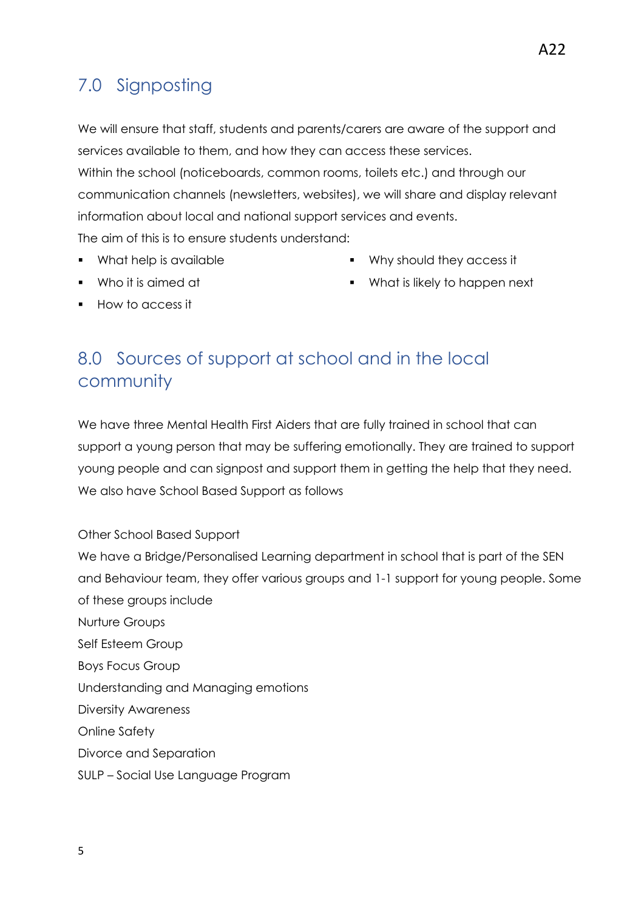## 7.0 Signposting

We will ensure that staff, students and parents/carers are aware of the support and services available to them, and how they can access these services.
Within the school (noticeboards, common rooms, toilets etc.) and through our communication channels (newsletters, websites), we will share and display relevant information about local and national support services and events.
The aim of this is to ensure students understand:

- What help is available
- Who it is aimed at
- How to access it
- Why should they access it
- What is likely to happen next

## 8.0 Sources of support at school and in the local community

We have three Mental Health First Aiders that are fully trained in school that can support a young person that may be suffering emotionally. They are trained to support young people and can signpost and support them in getting the help that they need.
We also have School Based Support as follows

Other School Based Support
We have a Bridge/Personalised Learning department in school that is part of the SEN and Behaviour team, they offer various groups and 1-1 support for young people. Some of these groups include
Nurture Groups
Self Esteem Group
Boys Focus Group
Understanding and Managing emotions
Diversity Awareness
Online Safety
Divorce and Separation
SULP – Social Use Language Program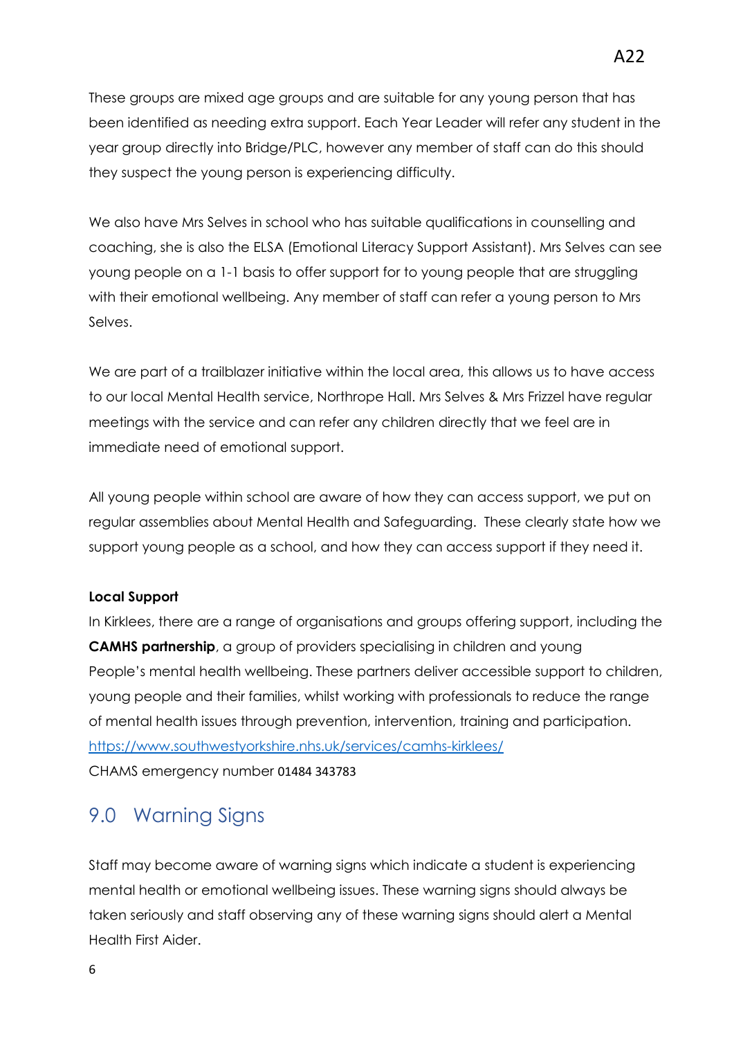These groups are mixed age groups and are suitable for any young person that has been identified as needing extra support. Each Year Leader will refer any student in the year group directly into Bridge/PLC, however any member of staff can do this should they suspect the young person is experiencing difficulty.

We also have Mrs Selves in school who has suitable qualifications in counselling and coaching, she is also the ELSA (Emotional Literacy Support Assistant). Mrs Selves can see young people on a 1-1 basis to offer support for to young people that are struggling with their emotional wellbeing. Any member of staff can refer a young person to Mrs Selves.

We are part of a trailblazer initiative within the local area, this allows us to have access to our local Mental Health service, Northrope Hall. Mrs Selves & Mrs Frizzel have regular meetings with the service and can refer any children directly that we feel are in immediate need of emotional support.

All young people within school are aware of how they can access support, we put on regular assemblies about Mental Health and Safeguarding. These clearly state how we support young people as a school, and how they can access support if they need it.

**Local Support**

In Kirklees, there are a range of organisations and groups offering support, including the **CAMHS partnership**, a group of providers specialising in children and young People's mental health wellbeing. These partners deliver accessible support to children, young people and their families, whilst working with professionals to reduce the range of mental health issues through prevention, intervention, training and participation.
https://www.southwestyorkshire.nhs.uk/services/camhs-kirklees/
CHAMS emergency number 01484 343783

## 9.0 Warning Signs

Staff may become aware of warning signs which indicate a student is experiencing mental health or emotional wellbeing issues. These warning signs should always be taken seriously and staff observing any of these warning signs should alert a Mental Health First Aider.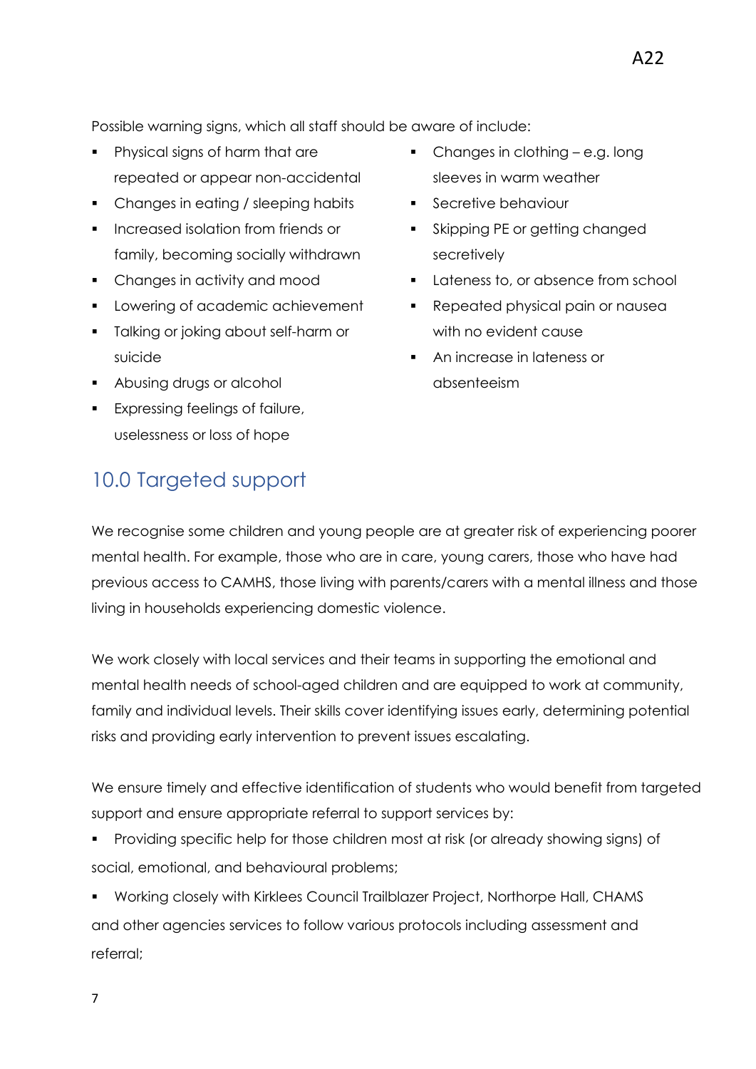Possible warning signs, which all staff should be aware of include:

- Physical signs of harm that are repeated or appear non-accidental
- Changes in eating / sleeping habits
- Increased isolation from friends or family, becoming socially withdrawn
- Changes in activity and mood
- Lowering of academic achievement
- Talking or joking about self-harm or suicide
- Abusing drugs or alcohol
- Expressing feelings of failure, uselessness or loss of hope
- Changes in clothing – e.g. long sleeves in warm weather
- Secretive behaviour
- Skipping PE or getting changed secretively
- Lateness to, or absence from school
- Repeated physical pain or nausea with no evident cause
- An increase in lateness or absenteeism

## 10.0 Targeted support

We recognise some children and young people are at greater risk of experiencing poorer mental health. For example, those who are in care, young carers, those who have had previous access to CAMHS, those living with parents/carers with a mental illness and those living in households experiencing domestic violence.

We work closely with local services and their teams in supporting the emotional and mental health needs of school-aged children and are equipped to work at community, family and individual levels. Their skills cover identifying issues early, determining potential risks and providing early intervention to prevent issues escalating.

We ensure timely and effective identification of students who would benefit from targeted support and ensure appropriate referral to support services by:

- Providing specific help for those children most at risk (or already showing signs) of social, emotional, and behavioural problems;
- Working closely with Kirklees Council Trailblazer Project, Northorpe Hall, CHAMS and other agencies services to follow various protocols including assessment and referral;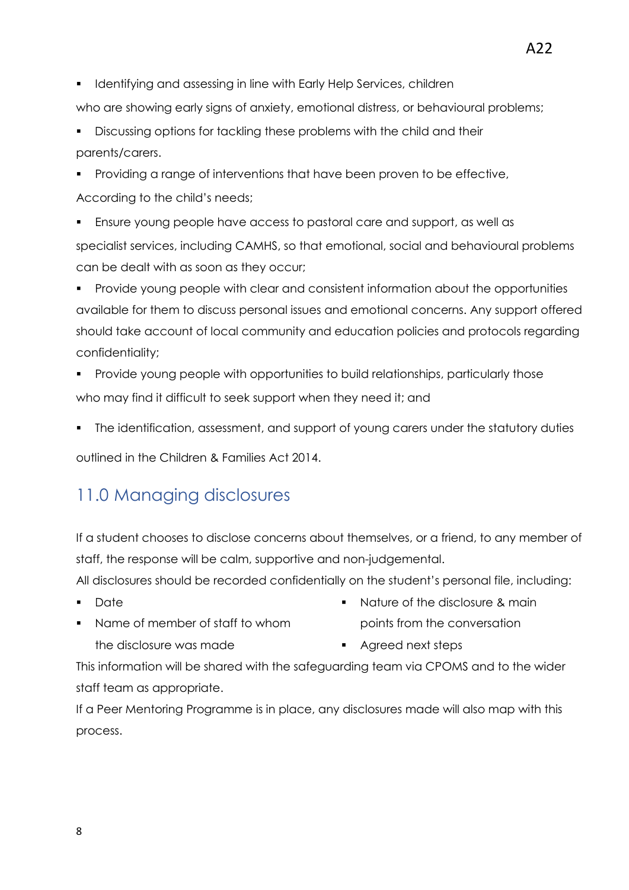- Identifying and assessing in line with Early Help Services, children who are showing early signs of anxiety, emotional distress, or behavioural problems;
- Discussing options for tackling these problems with the child and their parents/carers.
- Providing a range of interventions that have been proven to be effective, According to the child's needs;
- Ensure young people have access to pastoral care and support, as well as specialist services, including CAMHS, so that emotional, social and behavioural problems can be dealt with as soon as they occur;
- Provide young people with clear and consistent information about the opportunities available for them to discuss personal issues and emotional concerns. Any support offered should take account of local community and education policies and protocols regarding confidentiality;
- Provide young people with opportunities to build relationships, particularly those who may find it difficult to seek support when they need it; and
- The identification, assessment, and support of young carers under the statutory duties outlined in the Children & Families Act 2014.

## 11.0 Managing disclosures

If a student chooses to disclose concerns about themselves, or a friend, to any member of staff, the response will be calm, supportive and non-judgemental.

All disclosures should be recorded confidentially on the student's personal file, including:

- Date
- Name of member of staff to whom the disclosure was made
- Nature of the disclosure & main points from the conversation
- Agreed next steps

This information will be shared with the safeguarding team via CPOMS and to the wider staff team as appropriate.

If a Peer Mentoring Programme is in place, any disclosures made will also map with this process.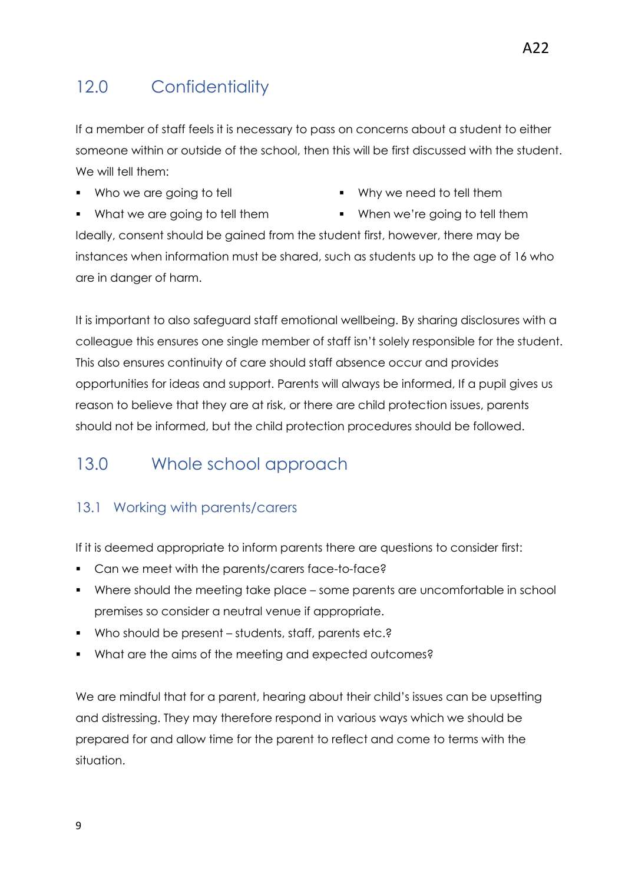## 12.0 Confidentiality

If a member of staff feels it is necessary to pass on concerns about a student to either someone within or outside of the school, then this will be first discussed with the student. We will tell them:

- Who we are going to tell
- Why we need to tell them
- What we are going to tell them
- When we're going to tell them

Ideally, consent should be gained from the student first, however, there may be instances when information must be shared, such as students up to the age of 16 who are in danger of harm.

It is important to also safeguard staff emotional wellbeing. By sharing disclosures with a colleague this ensures one single member of staff isn't solely responsible for the student. This also ensures continuity of care should staff absence occur and provides opportunities for ideas and support. Parents will always be informed, If a pupil gives us reason to believe that they are at risk, or there are child protection issues, parents should not be informed, but the child protection procedures should be followed.

## 13.0 Whole school approach

### 13.1 Working with parents/carers

If it is deemed appropriate to inform parents there are questions to consider first:

- Can we meet with the parents/carers face-to-face?
- Where should the meeting take place – some parents are uncomfortable in school premises so consider a neutral venue if appropriate.
- Who should be present – students, staff, parents etc.?
- What are the aims of the meeting and expected outcomes?

We are mindful that for a parent, hearing about their child's issues can be upsetting and distressing. They may therefore respond in various ways which we should be prepared for and allow time for the parent to reflect and come to terms with the situation.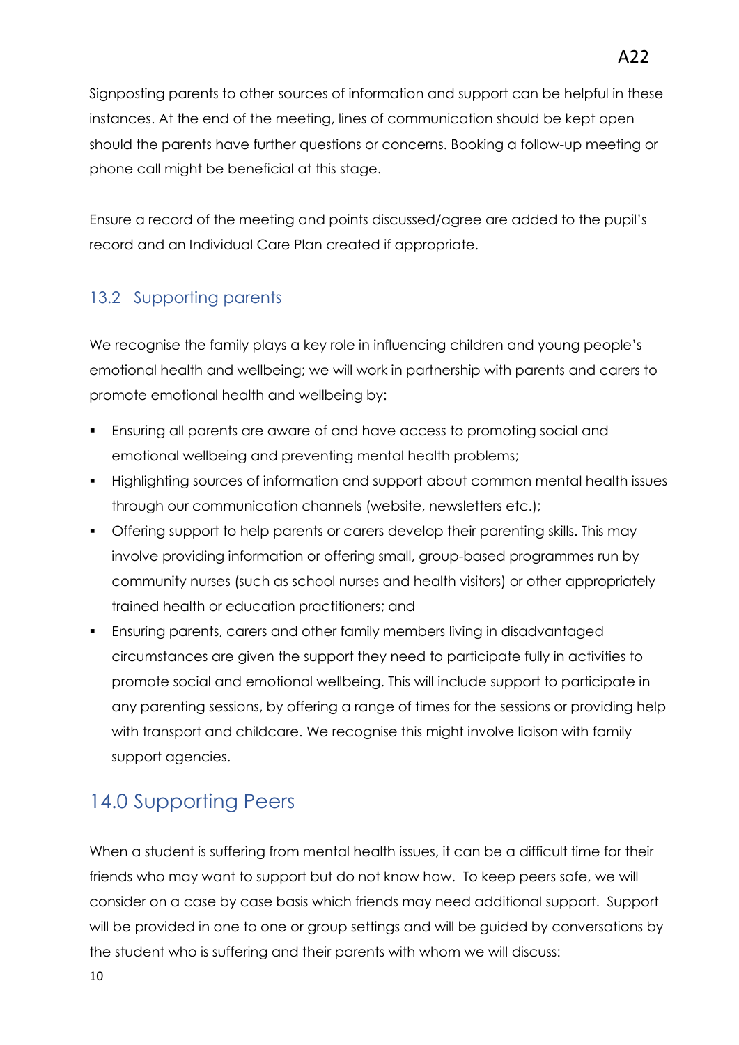Signposting parents to other sources of information and support can be helpful in these instances. At the end of the meeting, lines of communication should be kept open should the parents have further questions or concerns. Booking a follow-up meeting or phone call might be beneficial at this stage.

Ensure a record of the meeting and points discussed/agree are added to the pupil's record and an Individual Care Plan created if appropriate.

### 13.2 Supporting parents

We recognise the family plays a key role in influencing children and young people's emotional health and wellbeing; we will work in partnership with parents and carers to promote emotional health and wellbeing by:

- Ensuring all parents are aware of and have access to promoting social and emotional wellbeing and preventing mental health problems;
- Highlighting sources of information and support about common mental health issues through our communication channels (website, newsletters etc.);
- Offering support to help parents or carers develop their parenting skills. This may involve providing information or offering small, group-based programmes run by community nurses (such as school nurses and health visitors) or other appropriately trained health or education practitioners; and
- Ensuring parents, carers and other family members living in disadvantaged circumstances are given the support they need to participate fully in activities to promote social and emotional wellbeing. This will include support to participate in any parenting sessions, by offering a range of times for the sessions or providing help with transport and childcare. We recognise this might involve liaison with family support agencies.

## 14.0 Supporting Peers

When a student is suffering from mental health issues, it can be a difficult time for their friends who may want to support but do not know how. To keep peers safe, we will consider on a case by case basis which friends may need additional support. Support will be provided in one to one or group settings and will be guided by conversations by the student who is suffering and their parents with whom we will discuss: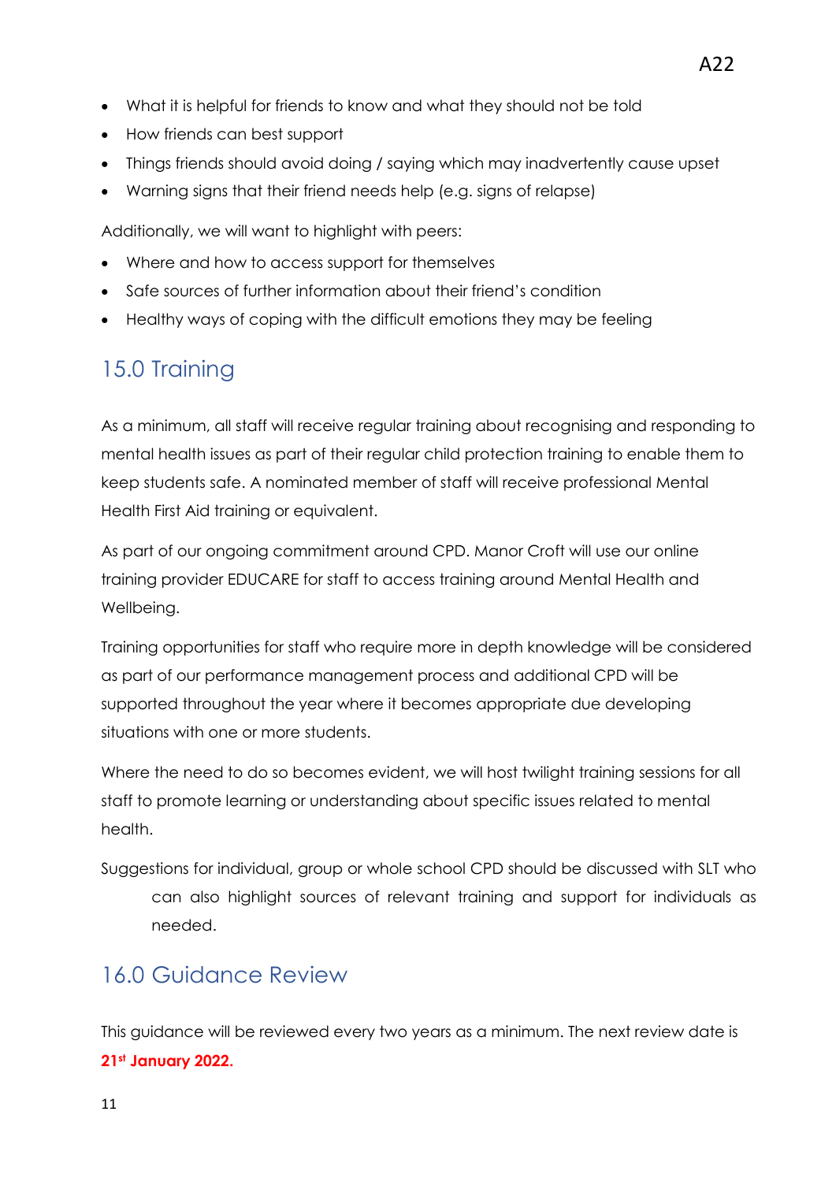- What it is helpful for friends to know and what they should not be told
- How friends can best support
- Things friends should avoid doing / saying which may inadvertently cause upset
- Warning signs that their friend needs help (e.g. signs of relapse)

Additionally, we will want to highlight with peers:

- Where and how to access support for themselves
- Safe sources of further information about their friend's condition
- Healthy ways of coping with the difficult emotions they may be feeling

## 15.0 Training

As a minimum, all staff will receive regular training about recognising and responding to mental health issues as part of their regular child protection training to enable them to keep students safe. A nominated member of staff will receive professional Mental Health First Aid training or equivalent.

As part of our ongoing commitment around CPD. Manor Croft will use our online training provider EDUCARE for staff to access training around Mental Health and Wellbeing.

Training opportunities for staff who require more in depth knowledge will be considered as part of our performance management process and additional CPD will be supported throughout the year where it becomes appropriate due developing situations with one or more students.

Where the need to do so becomes evident, we will host twilight training sessions for all staff to promote learning or understanding about specific issues related to mental health.

Suggestions for individual, group or whole school CPD should be discussed with SLT who can also highlight sources of relevant training and support for individuals as needed.

## 16.0 Guidance Review

This guidance will be reviewed every two years as a minimum. The next review date is **21st January 2022.**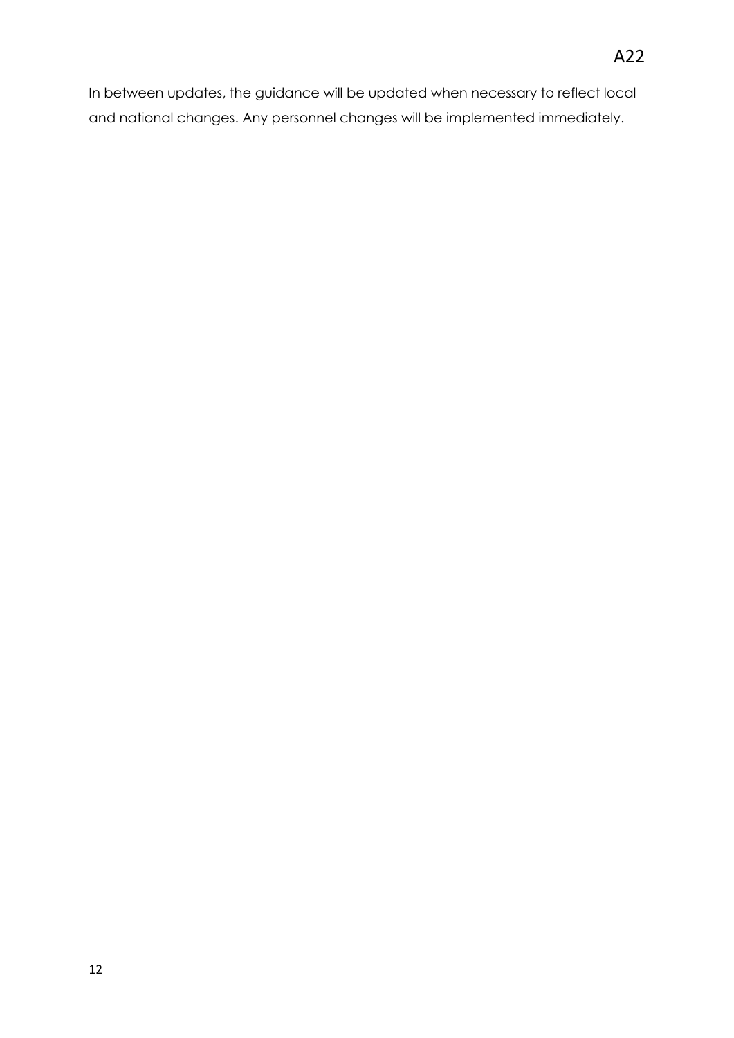In between updates, the guidance will be updated when necessary to reflect local and national changes. Any personnel changes will be implemented immediately.